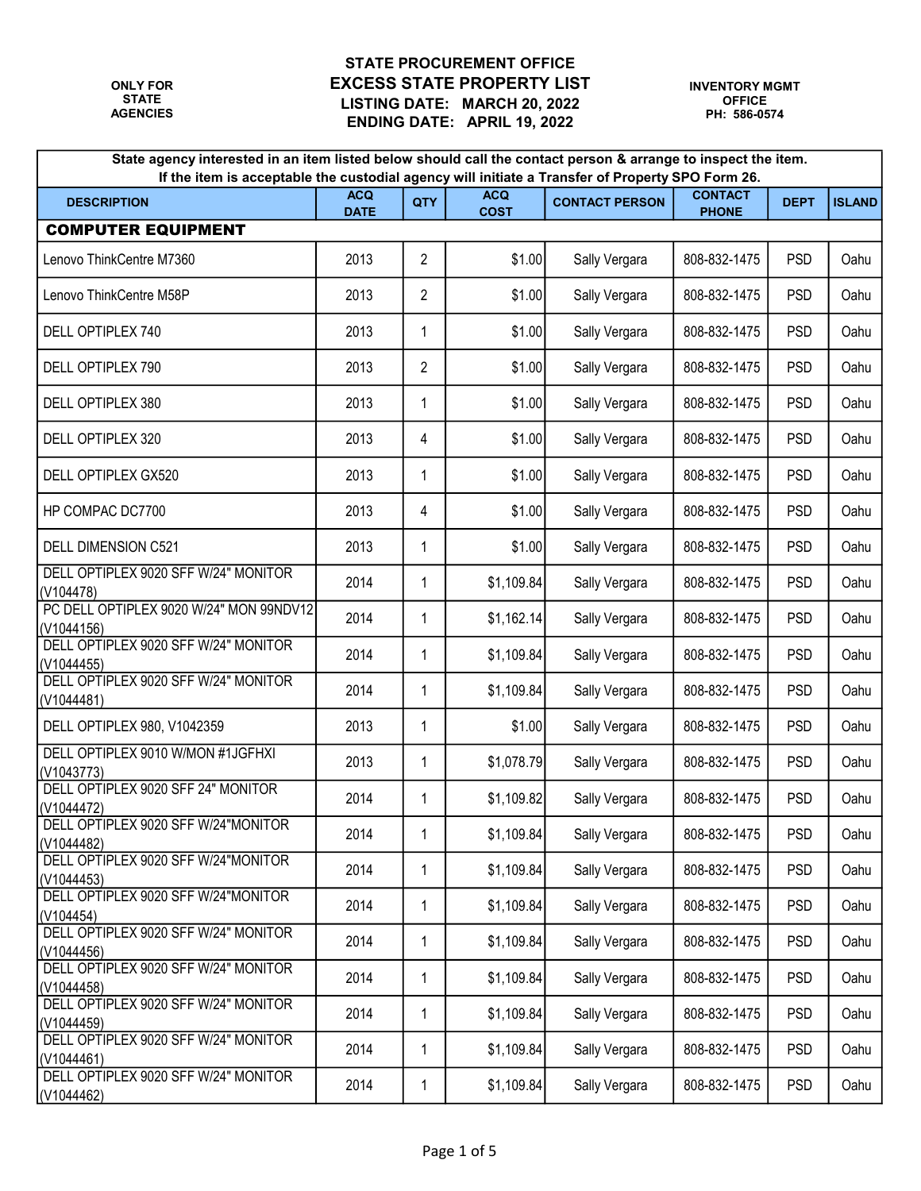ONLY FOR STATE AGENCIES

# STATE PROCUREMENT OFFICE
## EXCESS STATE PROPERTY LIST
**LISTING DATE: MARCH 20, 2022**
**ENDING DATE: APRIL 19, 2022**

INVENTORY MGMT OFFICE
PH: 586-0574

**State agency interested in an item listed below should call the contact person & arrange to inspect the item. If the item is acceptable the custodial agency will initiate a Transfer of Property SPO Form 26.**

| DESCRIPTION | ACQ DATE | QTY | ACQ COST | CONTACT PERSON | CONTACT PHONE | DEPT | ISLAND |
|---|---|---|---|---|---|---|---|
| **COMPUTER EQUIPMENT** | | | | | | | |
| Lenovo ThinkCentre M7360 | 2013 | 2 | $1.00 | Sally Vergara | 808-832-1475 | PSD | Oahu |
| Lenovo ThinkCentre M58P | 2013 | 2 | $1.00 | Sally Vergara | 808-832-1475 | PSD | Oahu |
| DELL OPTIPLEX 740 | 2013 | 1 | $1.00 | Sally Vergara | 808-832-1475 | PSD | Oahu |
| DELL OPTIPLEX 790 | 2013 | 2 | $1.00 | Sally Vergara | 808-832-1475 | PSD | Oahu |
| DELL OPTIPLEX 380 | 2013 | 1 | $1.00 | Sally Vergara | 808-832-1475 | PSD | Oahu |
| DELL OPTIPLEX 320 | 2013 | 4 | $1.00 | Sally Vergara | 808-832-1475 | PSD | Oahu |
| DELL OPTIPLEX GX520 | 2013 | 1 | $1.00 | Sally Vergara | 808-832-1475 | PSD | Oahu |
| HP COMPAC DC7700 | 2013 | 4 | $1.00 | Sally Vergara | 808-832-1475 | PSD | Oahu |
| DELL DIMENSION C521 | 2013 | 1 | $1.00 | Sally Vergara | 808-832-1475 | PSD | Oahu |
| DELL OPTIPLEX 9020 SFF W/24" MONITOR (V104478) | 2014 | 1 | $1,109.84 | Sally Vergara | 808-832-1475 | PSD | Oahu |
| PC DELL OPTIPLEX 9020 W/24" MON 99NDV12 (V1044156) | 2014 | 1 | $1,162.14 | Sally Vergara | 808-832-1475 | PSD | Oahu |
| DELL OPTIPLEX 9020 SFF W/24" MONITOR (V1044455) | 2014 | 1 | $1,109.84 | Sally Vergara | 808-832-1475 | PSD | Oahu |
| DELL OPTIPLEX 9020 SFF W/24" MONITOR (V1044481) | 2014 | 1 | $1,109.84 | Sally Vergara | 808-832-1475 | PSD | Oahu |
| DELL OPTIPLEX 980, V1042359 | 2013 | 1 | $1.00 | Sally Vergara | 808-832-1475 | PSD | Oahu |
| DELL OPTIPLEX 9010 W/MON #1JGFHXI (V1043773) | 2013 | 1 | $1,078.79 | Sally Vergara | 808-832-1475 | PSD | Oahu |
| DELL OPTIPLEX 9020 SFF 24" MONITOR (V1044472) | 2014 | 1 | $1,109.82 | Sally Vergara | 808-832-1475 | PSD | Oahu |
| DELL OPTIPLEX 9020 SFF W/24"MONITOR (V1044482) | 2014 | 1 | $1,109.84 | Sally Vergara | 808-832-1475 | PSD | Oahu |
| DELL OPTIPLEX 9020 SFF W/24"MONITOR (V1044453) | 2014 | 1 | $1,109.84 | Sally Vergara | 808-832-1475 | PSD | Oahu |
| DELL OPTIPLEX 9020 SFF W/24"MONITOR (V104454) | 2014 | 1 | $1,109.84 | Sally Vergara | 808-832-1475 | PSD | Oahu |
| DELL OPTIPLEX 9020 SFF W/24" MONITOR (V1044456) | 2014 | 1 | $1,109.84 | Sally Vergara | 808-832-1475 | PSD | Oahu |
| DELL OPTIPLEX 9020 SFF W/24" MONITOR (V1044458) | 2014 | 1 | $1,109.84 | Sally Vergara | 808-832-1475 | PSD | Oahu |
| DELL OPTIPLEX 9020 SFF W/24" MONITOR (V1044459) | 2014 | 1 | $1,109.84 | Sally Vergara | 808-832-1475 | PSD | Oahu |
| DELL OPTIPLEX 9020 SFF W/24" MONITOR (V1044461) | 2014 | 1 | $1,109.84 | Sally Vergara | 808-832-1475 | PSD | Oahu |
| DELL OPTIPLEX 9020 SFF W/24" MONITOR (V1044462) | 2014 | 1 | $1,109.84 | Sally Vergara | 808-832-1475 | PSD | Oahu |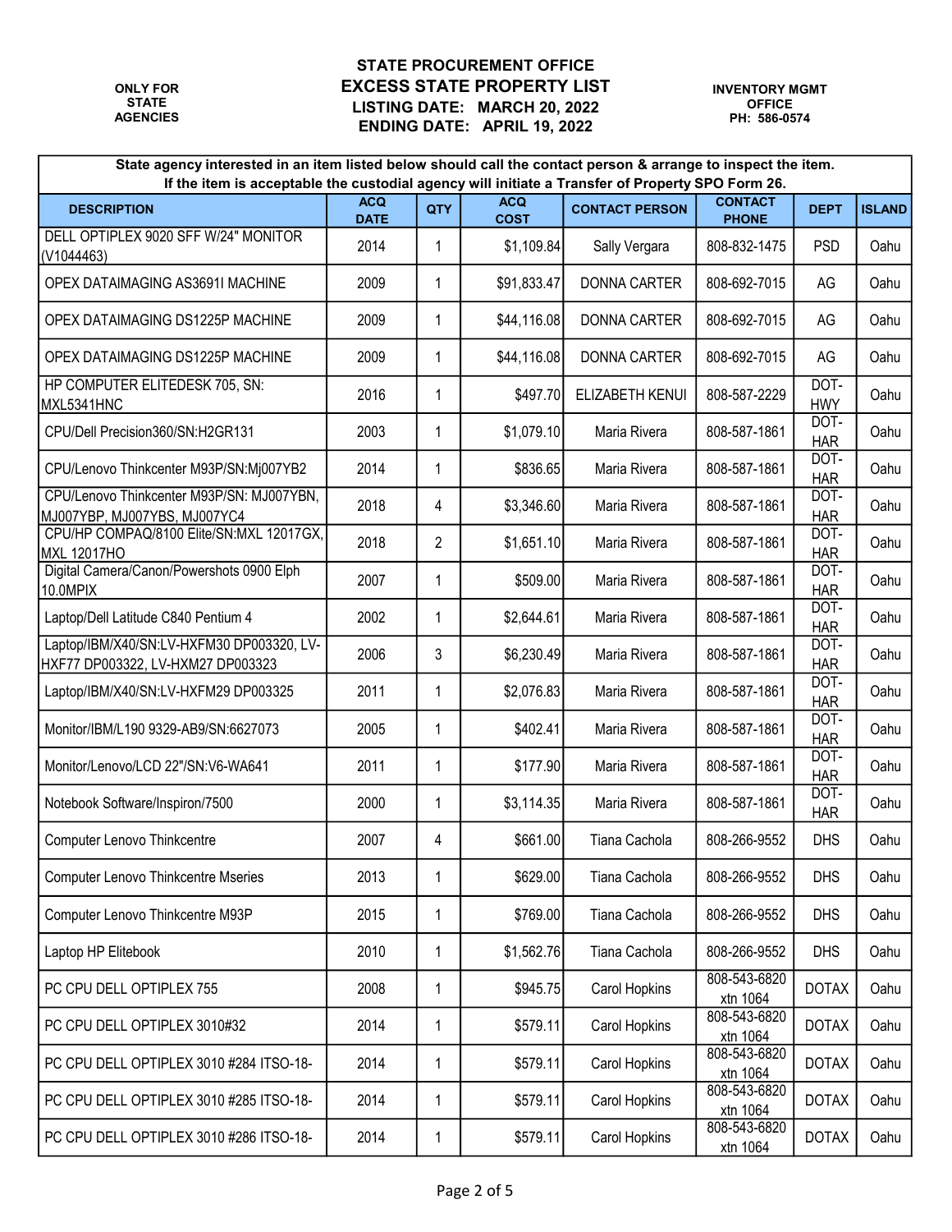ONLY FOR STATE AGENCIES

# STATE PROCUREMENT OFFICE
## EXCESS STATE PROPERTY LIST
**LISTING DATE: MARCH 20, 2022**
**ENDING DATE: APRIL 19, 2022**

INVENTORY MGMT OFFICE
PH: 586-0574

**State agency interested in an item listed below should call the contact person & arrange to inspect the item. If the item is acceptable the custodial agency will initiate a Transfer of Property SPO Form 26.**

| DESCRIPTION | ACQ DATE | QTY | ACQ COST | CONTACT PERSON | CONTACT PHONE | DEPT | ISLAND |
|---|---|---|---|---|---|---|---|
| DELL OPTIPLEX 9020 SFF W/24" MONITOR (V1044463) | 2014 | 1 | $1,109.84 | Sally Vergara | 808-832-1475 | PSD | Oahu |
| OPEX DATAIMAGING AS3691I MACHINE | 2009 | 1 | $91,833.47 | DONNA CARTER | 808-692-7015 | AG | Oahu |
| OPEX DATAIMAGING DS1225P MACHINE | 2009 | 1 | $44,116.08 | DONNA CARTER | 808-692-7015 | AG | Oahu |
| OPEX DATAIMAGING DS1225P MACHINE | 2009 | 1 | $44,116.08 | DONNA CARTER | 808-692-7015 | AG | Oahu |
| HP COMPUTER ELITEDESK 705, SN: MXL5341HNC | 2016 | 1 | $497.70 | ELIZABETH KENUI | 808-587-2229 | DOT-HWY | Oahu |
| CPU/Dell Precision360/SN:H2GR131 | 2003 | 1 | $1,079.10 | Maria Rivera | 808-587-1861 | DOT-HAR | Oahu |
| CPU/Lenovo Thinkcenter M93P/SN:Mj007YB2 | 2014 | 1 | $836.65 | Maria Rivera | 808-587-1861 | DOT-HAR | Oahu |
| CPU/Lenovo Thinkcenter M93P/SN: MJ007YBN, MJ007YBP, MJ007YBS, MJ007YC4 | 2018 | 4 | $3,346.60 | Maria Rivera | 808-587-1861 | DOT-HAR | Oahu |
| CPU/HP COMPAQ/8100 Elite/SN:MXL 12017GX, MXL 12017HO | 2018 | 2 | $1,651.10 | Maria Rivera | 808-587-1861 | DOT-HAR | Oahu |
| Digital Camera/Canon/Powershots 0900 Elph 10.0MPIX | 2007 | 1 | $509.00 | Maria Rivera | 808-587-1861 | DOT-HAR | Oahu |
| Laptop/Dell Latitude C840 Pentium 4 | 2002 | 1 | $2,644.61 | Maria Rivera | 808-587-1861 | DOT-HAR | Oahu |
| Laptop/IBM/X40/SN:LV-HXFM30 DP003320, LV-HXF77 DP003322, LV-HXM27 DP003323 | 2006 | 3 | $6,230.49 | Maria Rivera | 808-587-1861 | DOT-HAR | Oahu |
| Laptop/IBM/X40/SN:LV-HXFM29 DP003325 | 2011 | 1 | $2,076.83 | Maria Rivera | 808-587-1861 | DOT-HAR | Oahu |
| Monitor/IBM/L190 9329-AB9/SN:6627073 | 2005 | 1 | $402.41 | Maria Rivera | 808-587-1861 | DOT-HAR | Oahu |
| Monitor/Lenovo/LCD 22"/SN:V6-WA641 | 2011 | 1 | $177.90 | Maria Rivera | 808-587-1861 | DOT-HAR | Oahu |
| Notebook Software/Inspiron/7500 | 2000 | 1 | $3,114.35 | Maria Rivera | 808-587-1861 | DOT-HAR | Oahu |
| Computer Lenovo Thinkcentre | 2007 | 4 | $661.00 | Tiana Cachola | 808-266-9552 | DHS | Oahu |
| Computer Lenovo Thinkcentre Mseries | 2013 | 1 | $629.00 | Tiana Cachola | 808-266-9552 | DHS | Oahu |
| Computer Lenovo Thinkcentre M93P | 2015 | 1 | $769.00 | Tiana Cachola | 808-266-9552 | DHS | Oahu |
| Laptop HP Elitebook | 2010 | 1 | $1,562.76 | Tiana Cachola | 808-266-9552 | DHS | Oahu |
| PC CPU DELL OPTIPLEX 755 | 2008 | 1 | $945.75 | Carol Hopkins | 808-543-6820 xtn 1064 | DOTAX | Oahu |
| PC CPU DELL OPTIPLEX 3010#32 | 2014 | 1 | $579.11 | Carol Hopkins | 808-543-6820 xtn 1064 | DOTAX | Oahu |
| PC CPU DELL OPTIPLEX 3010 #284 ITSO-18- | 2014 | 1 | $579.11 | Carol Hopkins | 808-543-6820 xtn 1064 | DOTAX | Oahu |
| PC CPU DELL OPTIPLEX 3010 #285 ITSO-18- | 2014 | 1 | $579.11 | Carol Hopkins | 808-543-6820 xtn 1064 | DOTAX | Oahu |
| PC CPU DELL OPTIPLEX 3010 #286 ITSO-18- | 2014 | 1 | $579.11 | Carol Hopkins | 808-543-6820 xtn 1064 | DOTAX | Oahu |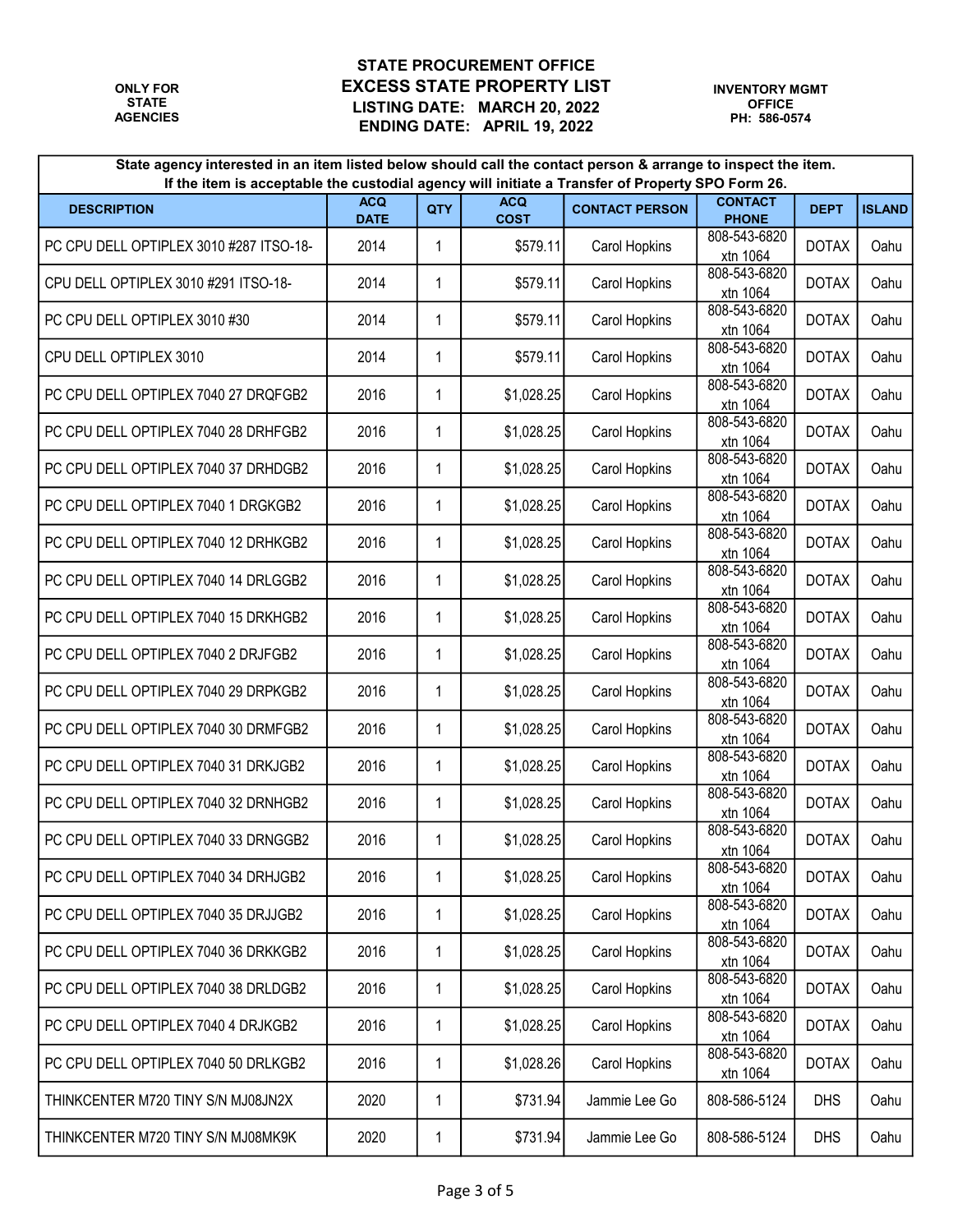ONLY FOR STATE AGENCIES

# STATE PROCUREMENT OFFICE
## EXCESS STATE PROPERTY LIST
**LISTING DATE: MARCH 20, 2022**
**ENDING DATE: APRIL 19, 2022**

INVENTORY MGMT OFFICE
PH: 586-0574

**State agency interested in an item listed below should call the contact person & arrange to inspect the item. If the item is acceptable the custodial agency will initiate a Transfer of Property SPO Form 26.**

| DESCRIPTION | ACQ DATE | QTY | ACQ COST | CONTACT PERSON | CONTACT PHONE | DEPT | ISLAND |
|---|---|---|---|---|---|---|---|
| PC CPU DELL OPTIPLEX 3010 #287 ITSO-18- | 2014 | 1 | $579.11 | Carol Hopkins | 808-543-6820 xtn 1064 | DOTAX | Oahu |
| CPU DELL OPTIPLEX 3010 #291 ITSO-18- | 2014 | 1 | $579.11 | Carol Hopkins | 808-543-6820 xtn 1064 | DOTAX | Oahu |
| PC CPU DELL OPTIPLEX 3010 #30 | 2014 | 1 | $579.11 | Carol Hopkins | 808-543-6820 xtn 1064 | DOTAX | Oahu |
| CPU DELL OPTIPLEX 3010 | 2014 | 1 | $579.11 | Carol Hopkins | 808-543-6820 xtn 1064 | DOTAX | Oahu |
| PC CPU DELL OPTIPLEX 7040 27 DRQFGB2 | 2016 | 1 | $1,028.25 | Carol Hopkins | 808-543-6820 xtn 1064 | DOTAX | Oahu |
| PC CPU DELL OPTIPLEX 7040 28 DRHFGB2 | 2016 | 1 | $1,028.25 | Carol Hopkins | 808-543-6820 xtn 1064 | DOTAX | Oahu |
| PC CPU DELL OPTIPLEX 7040 37 DRHDGB2 | 2016 | 1 | $1,028.25 | Carol Hopkins | 808-543-6820 xtn 1064 | DOTAX | Oahu |
| PC CPU DELL OPTIPLEX 7040 1 DRGKGB2 | 2016 | 1 | $1,028.25 | Carol Hopkins | 808-543-6820 xtn 1064 | DOTAX | Oahu |
| PC CPU DELL OPTIPLEX 7040 12 DRHKGB2 | 2016 | 1 | $1,028.25 | Carol Hopkins | 808-543-6820 xtn 1064 | DOTAX | Oahu |
| PC CPU DELL OPTIPLEX 7040 14 DRLGGB2 | 2016 | 1 | $1,028.25 | Carol Hopkins | 808-543-6820 xtn 1064 | DOTAX | Oahu |
| PC CPU DELL OPTIPLEX 7040 15 DRKHGB2 | 2016 | 1 | $1,028.25 | Carol Hopkins | 808-543-6820 xtn 1064 | DOTAX | Oahu |
| PC CPU DELL OPTIPLEX 7040 2 DRJFGB2 | 2016 | 1 | $1,028.25 | Carol Hopkins | 808-543-6820 xtn 1064 | DOTAX | Oahu |
| PC CPU DELL OPTIPLEX 7040 29 DRPKGB2 | 2016 | 1 | $1,028.25 | Carol Hopkins | 808-543-6820 xtn 1064 | DOTAX | Oahu |
| PC CPU DELL OPTIPLEX 7040 30 DRMFGB2 | 2016 | 1 | $1,028.25 | Carol Hopkins | 808-543-6820 xtn 1064 | DOTAX | Oahu |
| PC CPU DELL OPTIPLEX 7040 31 DRKJGB2 | 2016 | 1 | $1,028.25 | Carol Hopkins | 808-543-6820 xtn 1064 | DOTAX | Oahu |
| PC CPU DELL OPTIPLEX 7040 32 DRNHGB2 | 2016 | 1 | $1,028.25 | Carol Hopkins | 808-543-6820 xtn 1064 | DOTAX | Oahu |
| PC CPU DELL OPTIPLEX 7040 33 DRNGGB2 | 2016 | 1 | $1,028.25 | Carol Hopkins | 808-543-6820 xtn 1064 | DOTAX | Oahu |
| PC CPU DELL OPTIPLEX 7040 34 DRHJGB2 | 2016 | 1 | $1,028.25 | Carol Hopkins | 808-543-6820 xtn 1064 | DOTAX | Oahu |
| PC CPU DELL OPTIPLEX 7040 35 DRJJGB2 | 2016 | 1 | $1,028.25 | Carol Hopkins | 808-543-6820 xtn 1064 | DOTAX | Oahu |
| PC CPU DELL OPTIPLEX 7040 36 DRKKGB2 | 2016 | 1 | $1,028.25 | Carol Hopkins | 808-543-6820 xtn 1064 | DOTAX | Oahu |
| PC CPU DELL OPTIPLEX 7040 38 DRLDGB2 | 2016 | 1 | $1,028.25 | Carol Hopkins | 808-543-6820 xtn 1064 | DOTAX | Oahu |
| PC CPU DELL OPTIPLEX 7040 4 DRJKGB2 | 2016 | 1 | $1,028.25 | Carol Hopkins | 808-543-6820 xtn 1064 | DOTAX | Oahu |
| PC CPU DELL OPTIPLEX 7040 50 DRLKGB2 | 2016 | 1 | $1,028.26 | Carol Hopkins | 808-543-6820 xtn 1064 | DOTAX | Oahu |
| THINKCENTER M720 TINY S/N MJ08JN2X | 2020 | 1 | $731.94 | Jammie Lee Go | 808-586-5124 | DHS | Oahu |
| THINKCENTER M720 TINY S/N MJ08MK9K | 2020 | 1 | $731.94 | Jammie Lee Go | 808-586-5124 | DHS | Oahu |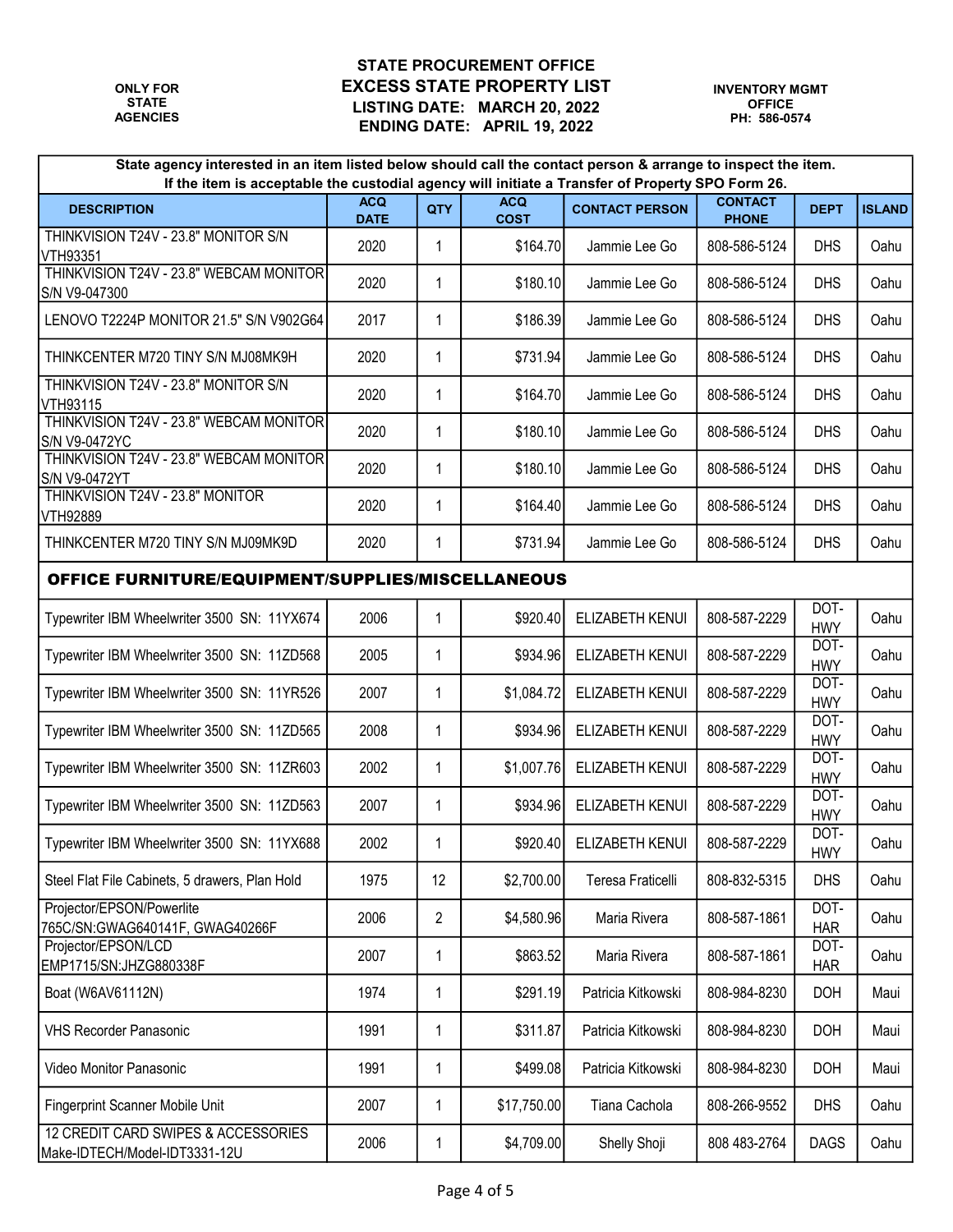**ONLY FOR STATE AGENCIES**

# STATE PROCUREMENT OFFICE
## EXCESS STATE PROPERTY LIST
### LISTING DATE: MARCH 20, 2022
### ENDING DATE: APRIL 19, 2022

**INVENTORY MGMT OFFICE**
**PH: 586-0574**

**State agency interested in an item listed below should call the contact person & arrange to inspect the item. If the item is acceptable the custodial agency will initiate a Transfer of Property SPO Form 26.**

| DESCRIPTION | ACQ DATE | QTY | ACQ COST | CONTACT PERSON | CONTACT PHONE | DEPT | ISLAND |
|---|---|---|---|---|---|---|---|
| THINKVISION T24V - 23.8" MONITOR S/N VTH93351 | 2020 | 1 | $164.70 | Jammie Lee Go | 808-586-5124 | DHS | Oahu |
| THINKVISION T24V - 23.8" WEBCAM MONITOR S/N V9-047300 | 2020 | 1 | $180.10 | Jammie Lee Go | 808-586-5124 | DHS | Oahu |
| LENOVO T2224P MONITOR 21.5" S/N V902G64 | 2017 | 1 | $186.39 | Jammie Lee Go | 808-586-5124 | DHS | Oahu |
| THINKCENTER M720 TINY S/N MJ08MK9H | 2020 | 1 | $731.94 | Jammie Lee Go | 808-586-5124 | DHS | Oahu |
| THINKVISION T24V - 23.8" MONITOR S/N VTH93115 | 2020 | 1 | $164.70 | Jammie Lee Go | 808-586-5124 | DHS | Oahu |
| THINKVISION T24V - 23.8" WEBCAM MONITOR S/N V9-0472YC | 2020 | 1 | $180.10 | Jammie Lee Go | 808-586-5124 | DHS | Oahu |
| THINKVISION T24V - 23.8" WEBCAM MONITOR S/N V9-0472YT | 2020 | 1 | $180.10 | Jammie Lee Go | 808-586-5124 | DHS | Oahu |
| THINKVISION T24V - 23.8" MONITOR VTH92889 | 2020 | 1 | $164.40 | Jammie Lee Go | 808-586-5124 | DHS | Oahu |
| THINKCENTER M720 TINY S/N MJ09MK9D | 2020 | 1 | $731.94 | Jammie Lee Go | 808-586-5124 | DHS | Oahu |
| **OFFICE FURNITURE/EQUIPMENT/SUPPLIES/MISCELLANEOUS** | | | | | | | |
| Typewriter IBM Wheelwriter 3500 SN: 11YX674 | 2006 | 1 | $920.40 | ELIZABETH KENUI | 808-587-2229 | DOT-HWY | Oahu |
| Typewriter IBM Wheelwriter 3500 SN: 11ZD568 | 2005 | 1 | $934.96 | ELIZABETH KENUI | 808-587-2229 | DOT-HWY | Oahu |
| Typewriter IBM Wheelwriter 3500 SN: 11YR526 | 2007 | 1 | $1,084.72 | ELIZABETH KENUI | 808-587-2229 | DOT-HWY | Oahu |
| Typewriter IBM Wheelwriter 3500 SN: 11ZD565 | 2008 | 1 | $934.96 | ELIZABETH KENUI | 808-587-2229 | DOT-HWY | Oahu |
| Typewriter IBM Wheelwriter 3500 SN: 11ZR603 | 2002 | 1 | $1,007.76 | ELIZABETH KENUI | 808-587-2229 | DOT-HWY | Oahu |
| Typewriter IBM Wheelwriter 3500 SN: 11ZD563 | 2007 | 1 | $934.96 | ELIZABETH KENUI | 808-587-2229 | DOT-HWY | Oahu |
| Typewriter IBM Wheelwriter 3500 SN: 11YX688 | 2002 | 1 | $920.40 | ELIZABETH KENUI | 808-587-2229 | DOT-HWY | Oahu |
| Steel Flat File Cabinets, 5 drawers, Plan Hold | 1975 | 12 | $2,700.00 | Teresa Fraticelli | 808-832-5315 | DHS | Oahu |
| Projector/EPSON/Powerlite 765C/SN:GWAG640141F, GWAG40266F | 2006 | 2 | $4,580.96 | Maria Rivera | 808-587-1861 | DOT-HAR | Oahu |
| Projector/EPSON/LCD EMP1715/SN:JHZG880338F | 2007 | 1 | $863.52 | Maria Rivera | 808-587-1861 | DOT-HAR | Oahu |
| Boat (W6AV61112N) | 1974 | 1 | $291.19 | Patricia Kitkowski | 808-984-8230 | DOH | Maui |
| VHS Recorder Panasonic | 1991 | 1 | $311.87 | Patricia Kitkowski | 808-984-8230 | DOH | Maui |
| Video Monitor Panasonic | 1991 | 1 | $499.08 | Patricia Kitkowski | 808-984-8230 | DOH | Maui |
| Fingerprint Scanner Mobile Unit | 2007 | 1 | $17,750.00 | Tiana Cachola | 808-266-9552 | DHS | Oahu |
| 12 CREDIT CARD SWIPES & ACCESSORIES Make-IDTECH/Model-IDT3331-12U | 2006 | 1 | $4,709.00 | Shelly Shoji | 808 483-2764 | DAGS | Oahu |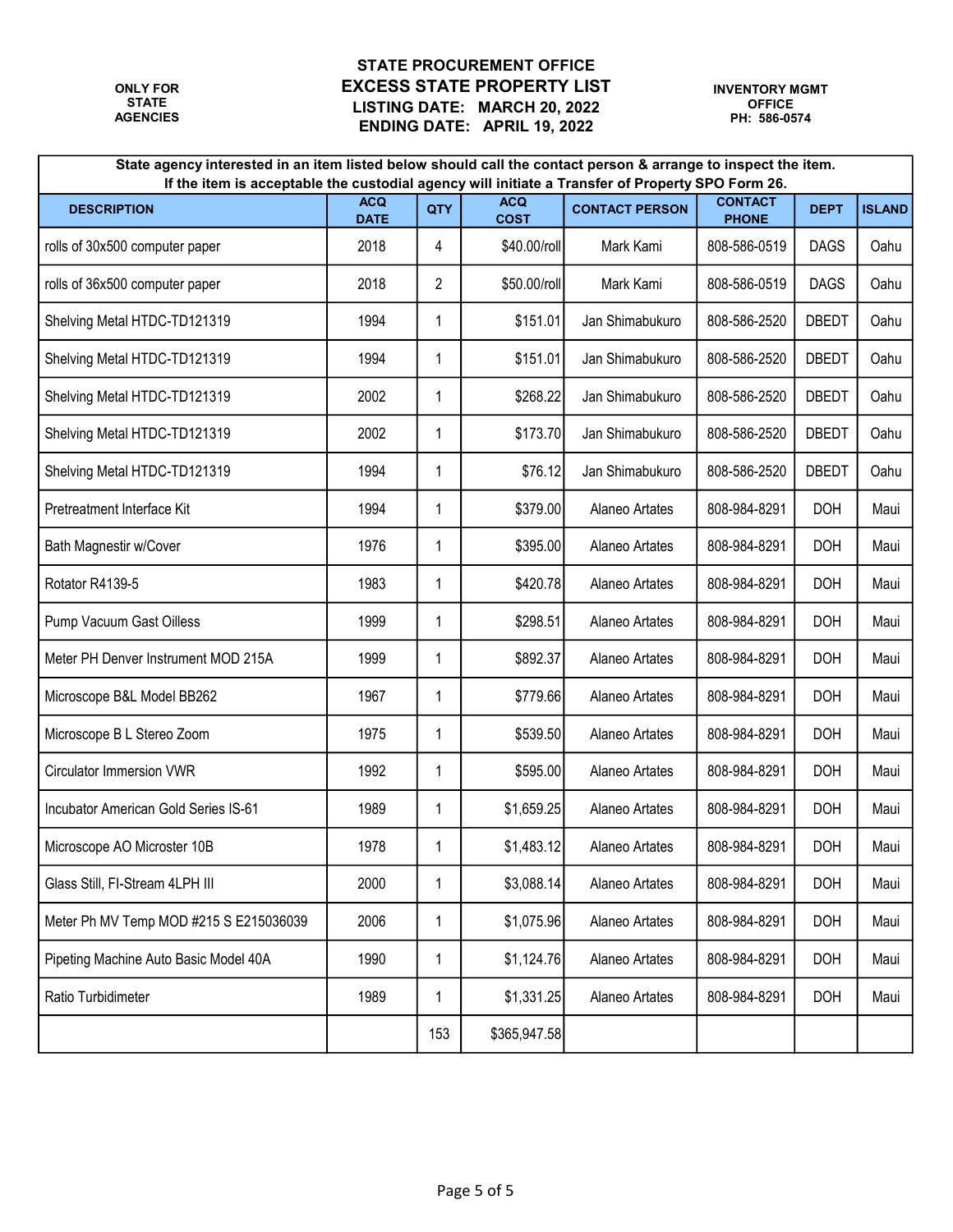**ONLY FOR STATE AGENCIES**

# STATE PROCUREMENT OFFICE
## EXCESS STATE PROPERTY LIST
### LISTING DATE: MARCH 20, 2022
### ENDING DATE: APRIL 19, 2022

**INVENTORY MGMT OFFICE**
**PH: 586-0574**

**State agency interested in an item listed below should call the contact person & arrange to inspect the item. If the item is acceptable the custodial agency will initiate a Transfer of Property SPO Form 26.**

| DESCRIPTION | ACQ DATE | QTY | ACQ COST | CONTACT PERSON | CONTACT PHONE | DEPT | ISLAND |
|---|---|---|---|---|---|---|---|
| rolls of 30x500 computer paper | 2018 | 4 | $40.00/roll | Mark Kami | 808-586-0519 | DAGS | Oahu |
| rolls of 36x500 computer paper | 2018 | 2 | $50.00/roll | Mark Kami | 808-586-0519 | DAGS | Oahu |
| Shelving Metal HTDC-TD121319 | 1994 | 1 | $151.01 | Jan Shimabukuro | 808-586-2520 | DBEDT | Oahu |
| Shelving Metal HTDC-TD121319 | 1994 | 1 | $151.01 | Jan Shimabukuro | 808-586-2520 | DBEDT | Oahu |
| Shelving Metal HTDC-TD121319 | 2002 | 1 | $268.22 | Jan Shimabukuro | 808-586-2520 | DBEDT | Oahu |
| Shelving Metal HTDC-TD121319 | 2002 | 1 | $173.70 | Jan Shimabukuro | 808-586-2520 | DBEDT | Oahu |
| Shelving Metal HTDC-TD121319 | 1994 | 1 | $76.12 | Jan Shimabukuro | 808-586-2520 | DBEDT | Oahu |
| Pretreatment Interface Kit | 1994 | 1 | $379.00 | Alaneo Artates | 808-984-8291 | DOH | Maui |
| Bath Magnestir w/Cover | 1976 | 1 | $395.00 | Alaneo Artates | 808-984-8291 | DOH | Maui |
| Rotator R4139-5 | 1983 | 1 | $420.78 | Alaneo Artates | 808-984-8291 | DOH | Maui |
| Pump Vacuum Gast Oilless | 1999 | 1 | $298.51 | Alaneo Artates | 808-984-8291 | DOH | Maui |
| Meter PH Denver Instrument MOD 215A | 1999 | 1 | $892.37 | Alaneo Artates | 808-984-8291 | DOH | Maui |
| Microscope B&L Model BB262 | 1967 | 1 | $779.66 | Alaneo Artates | 808-984-8291 | DOH | Maui |
| Microscope B L Stereo Zoom | 1975 | 1 | $539.50 | Alaneo Artates | 808-984-8291 | DOH | Maui |
| Circulator Immersion VWR | 1992 | 1 | $595.00 | Alaneo Artates | 808-984-8291 | DOH | Maui |
| Incubator American Gold Series IS-61 | 1989 | 1 | $1,659.25 | Alaneo Artates | 808-984-8291 | DOH | Maui |
| Microscope AO Microster 10B | 1978 | 1 | $1,483.12 | Alaneo Artates | 808-984-8291 | DOH | Maui |
| Glass Still, FI-Stream 4LPH III | 2000 | 1 | $3,088.14 | Alaneo Artates | 808-984-8291 | DOH | Maui |
| Meter Ph MV Temp MOD #215 S E215036039 | 2006 | 1 | $1,075.96 | Alaneo Artates | 808-984-8291 | DOH | Maui |
| Pipeting Machine Auto Basic Model 40A | 1990 | 1 | $1,124.76 | Alaneo Artates | 808-984-8291 | DOH | Maui |
| Ratio Turbidimeter | 1989 | 1 | $1,331.25 | Alaneo Artates | 808-984-8291 | DOH | Maui |
| | | 153 | $365,947.58 | | | | |